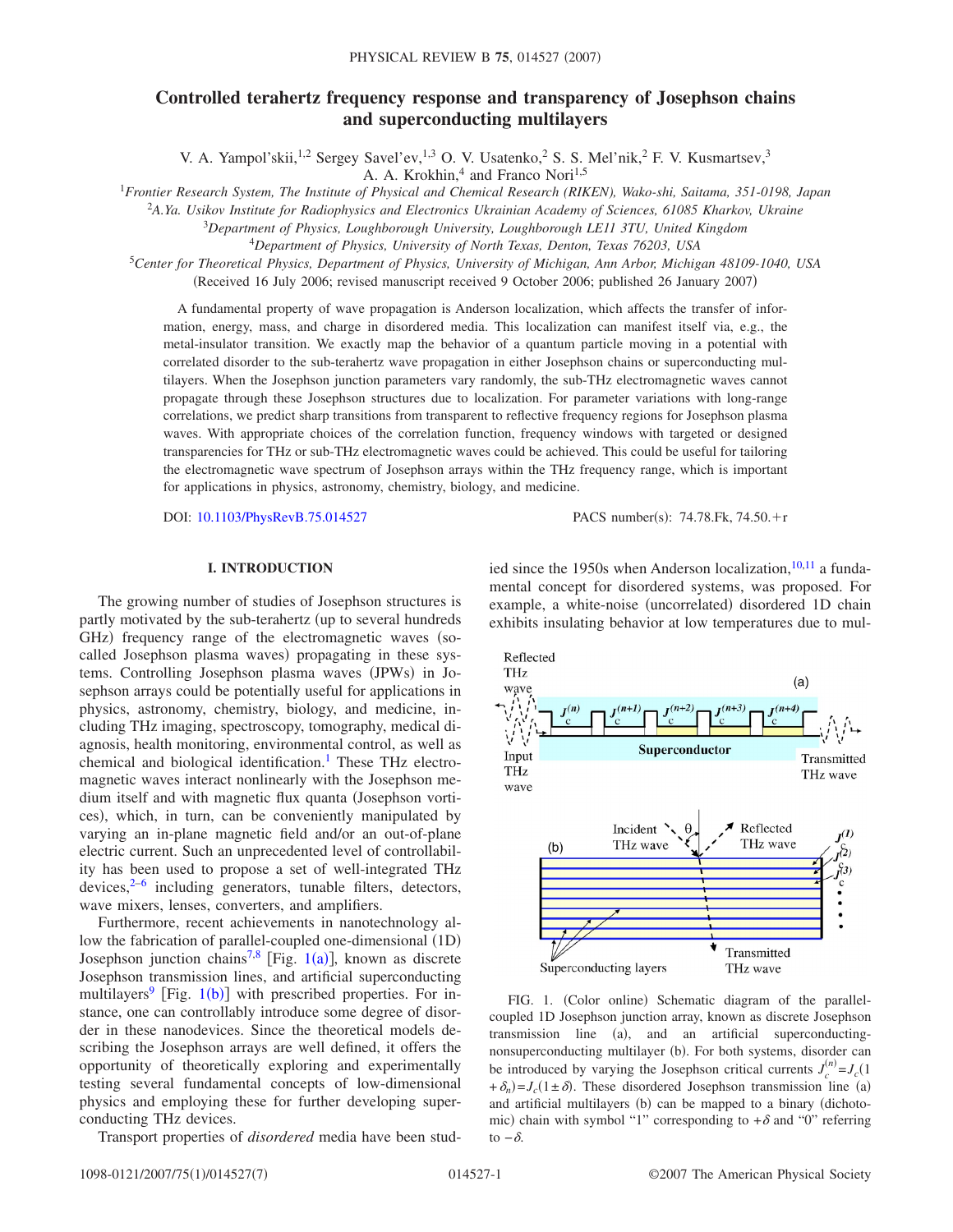# Controlled terahertz frequency response and transparency of Josephson chains and superconducting multilayers

V. A. Yampol'skii,[1,2] Sergey Savel'ev,[1,3] O. V. Usatenko,[2] S. S. Mel'nik,[2] F. V. Kusmartsev,[3] A. A. Krokhin,[4] and Franco Nori[1,5]

[1]*Frontier Research System, The Institute of Physical and Chemical Research (RIKEN), Wako-shi, Saitama, 351-0198, Japan*
[2]*A.Ya. Usikov Institute for Radiophysics and Electronics Ukrainian Academy of Sciences, 61085 Kharkov, Ukraine*
[3]*Department of Physics, Loughborough University, Loughborough LE11 3TU, United Kingdom*
[4]*Department of Physics, University of North Texas, Denton, Texas 76203, USA*
[5]*Center for Theoretical Physics, Department of Physics, University of Michigan, Ann Arbor, Michigan 48109-1040, USA*

(Received 16 July 2006; revised manuscript received 9 October 2006; published 26 January 2007)

A fundamental property of wave propagation is Anderson localization, which affects the transfer of information, energy, mass, and charge in disordered media. This localization can manifest itself via, e.g., the metal-insulator transition. We exactly map the behavior of a quantum particle moving in a potential with correlated disorder to the sub-terahertz wave propagation in either Josephson chains or superconducting multilayers. When the Josephson junction parameters vary randomly, the sub-THz electromagnetic waves cannot propagate through these Josephson structures due to localization. For parameter variations with long-range correlations, we predict sharp transitions from transparent to reflective frequency regions for Josephson plasma waves. With appropriate choices of the correlation function, frequency windows with targeted or designed transparencies for THz or sub-THz electromagnetic waves could be achieved. This could be useful for tailoring the electromagnetic wave spectrum of Josephson arrays within the THz frequency range, which is important for applications in physics, astronomy, chemistry, biology, and medicine.

DOI: 10.1103/PhysRevB.75.014527 PACS number(s): 74.78.Fk, 74.50.+r

## I. INTRODUCTION

The growing number of studies of Josephson structures is partly motivated by the sub-terahertz (up to several hundreds GHz) frequency range of the electromagnetic waves (so-called Josephson plasma waves) propagating in these systems. Controlling Josephson plasma waves (JPWs) in Josephson arrays could be potentially useful for applications in physics, astronomy, chemistry, biology, and medicine, including THz imaging, spectroscopy, tomography, medical diagnosis, health monitoring, environmental control, as well as chemical and biological identification.[1] These THz electromagnetic waves interact nonlinearly with the Josephson medium itself and with magnetic flux quanta (Josephson vortices), which, in turn, can be conveniently manipulated by varying an in-plane magnetic field and/or an out-of-plane electric current. Such an unprecedented level of controllability has been used to propose a set of well-integrated THz devices,[2–6] including generators, tunable filters, detectors, wave mixers, lenses, converters, and amplifiers.

Furthermore, recent achievements in nanotechnology allow the fabrication of parallel-coupled one-dimensional (1D) Josephson junction chains[7,8] [Fig. 1(a)], known as discrete Josephson transmission lines, and artificial superconducting multilayers[9] [Fig. 1(b)] with prescribed properties. For instance, one can controllably introduce some degree of disorder in these nanodevices. Since the theoretical models describing the Josephson arrays are well defined, it offers the opportunity of theoretically exploring and experimentally testing several fundamental concepts of low-dimensional physics and employing these for further developing superconducting THz devices.

Transport properties of *disordered* media have been studied since the 1950s when Anderson localization,[10,11] a fundamental concept for disordered systems, was proposed. For example, a white-noise (uncorrelated) disordered 1D chain exhibits insulating behavior at low temperatures due to mul-

FIG. 1. (Color online) Schematic diagram of the parallel-coupled 1D Josephson junction array, known as discrete Josephson transmission line (a), and an artificial superconducting-nonsuperconducting multilayer (b). For both systems, disorder can be introduced by varying the Josephson critical currents $J_c^{(n)} = J_c(1+\delta_n) = J_c(1\pm\delta)$. These disordered Josephson transmission line (a) and artificial multilayers (b) can be mapped to a binary (dichotomic) chain with symbol "1" corresponding to $+\delta$ and "0" referring to $-\delta$.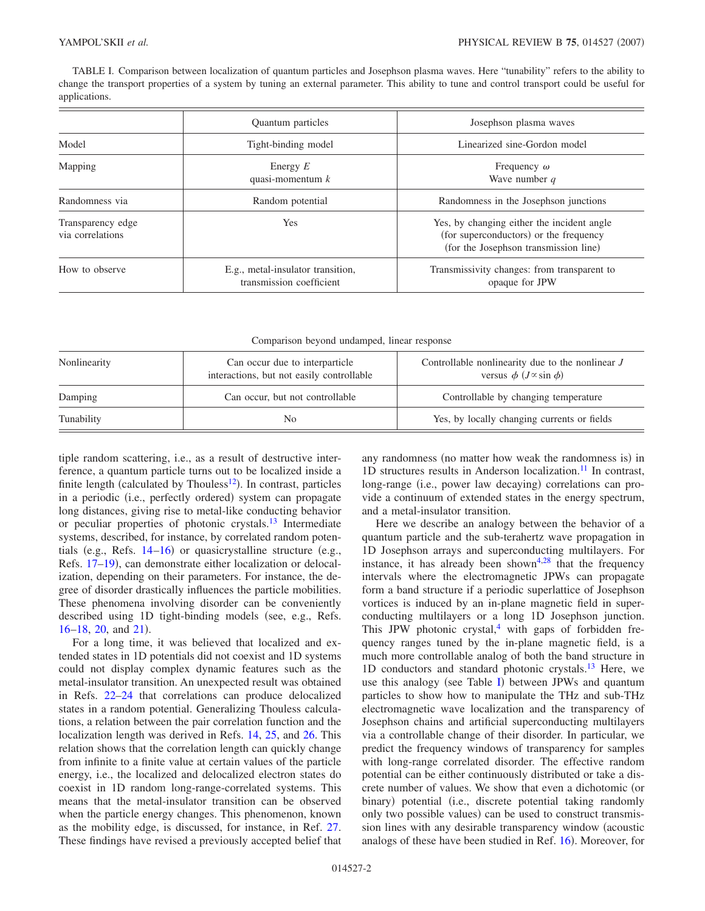TABLE I. Comparison between localization of quantum particles and Josephson plasma waves. Here "tunability" refers to the ability to change the transport properties of a system by tuning an external parameter. This ability to tune and control transport could be useful for applications.

| | Quantum particles | Josephson plasma waves |
|---|---|---|
| Model | Tight-binding model | Linearized sine-Gordon model |
| Mapping | Energy $E$ quasi-momentum $k$ | Frequency $\omega$ Wave number $q$ |
| Randomness via | Random potential | Randomness in the Josephson junctions |
| Transparency edge via correlations | Yes | Yes, by changing either the incident angle (for superconductors) or the frequency (for the Josephson transmission line) |
| How to observe | E.g., metal-insulator transition, transmission coefficient | Transmissivity changes: from transparent to opaque for JPW |
| **Comparison beyond undamped, linear response** | | |
| Nonlinearity | Can occur due to interparticle interactions, but not easily controllable | Controllable nonlinearity due to the nonlinear $J$ versus $\phi$ ($J \propto \sin \phi$) |
| Damping | Can occur, but not controllable | Controllable by changing temperature |
| Tunability | No | Yes, by locally changing currents or fields |

tiple random scattering, i.e., as a result of destructive interference, a quantum particle turns out to be localized inside a finite length (calculated by Thouless[12]). In contrast, particles in a periodic (i.e., perfectly ordered) system can propagate long distances, giving rise to metal-like conducting behavior or peculiar properties of photonic crystals.[13] Intermediate systems, described, for instance, by correlated random potentials (e.g., Refs. 14–16) or quasicrystalline structure (e.g., Refs. 17–19), can demonstrate either localization or delocalization, depending on their parameters. For instance, the degree of disorder drastically influences the particle mobilities. These phenomena involving disorder can be conveniently described using 1D tight-binding models (see, e.g., Refs. 16–18, 20, and 21).

For a long time, it was believed that localized and extended states in 1D potentials did not coexist and 1D systems could not display complex dynamic features such as the metal-insulator transition. An unexpected result was obtained in Refs. 22–24 that correlations can produce delocalized states in a random potential. Generalizing Thouless calculations, a relation between the pair correlation function and the localization length was derived in Refs. 14, 25, and 26. This relation shows that the correlation length can quickly change from infinite to a finite value at certain values of the particle energy, i.e., the localized and delocalized electron states do coexist in 1D random long-range-correlated systems. This means that the metal-insulator transition can be observed when the particle energy changes. This phenomenon, known as the mobility edge, is discussed, for instance, in Ref. 27. These findings have revised a previously accepted belief that any randomness (no matter how weak the randomness is) in 1D structures results in Anderson localization.[11] In contrast, long-range (i.e., power law decaying) correlations can provide a continuum of extended states in the energy spectrum, and a metal-insulator transition.

Here we describe an analogy between the behavior of a quantum particle and the sub-terahertz wave propagation in 1D Josephson arrays and superconducting multilayers. For instance, it has already been shown[4,28] that the frequency intervals where the electromagnetic JPWs can propagate form a band structure if a periodic superlattice of Josephson vortices is induced by an in-plane magnetic field in superconducting multilayers or a long 1D Josephson junction. This JPW photonic crystal,[4] with gaps of forbidden frequency ranges tuned by the in-plane magnetic field, is a much more controllable analog of both the band structure in 1D conductors and standard photonic crystals.[13] Here, we use this analogy (see Table I) between JPWs and quantum particles to show how to manipulate the THz and sub-THz electromagnetic wave localization and the transparency of Josephson chains and artificial superconducting multilayers via a controllable change of their disorder. In particular, we predict the frequency windows of transparency for samples with long-range correlated disorder. The effective random potential can be either continuously distributed or take a discrete number of values. We show that even a dichotomic (or binary) potential (i.e., discrete potential taking randomly only two possible values) can be used to construct transmission lines with any desirable transparency window (acoustic analogs of these have been studied in Ref. 16). Moreover, for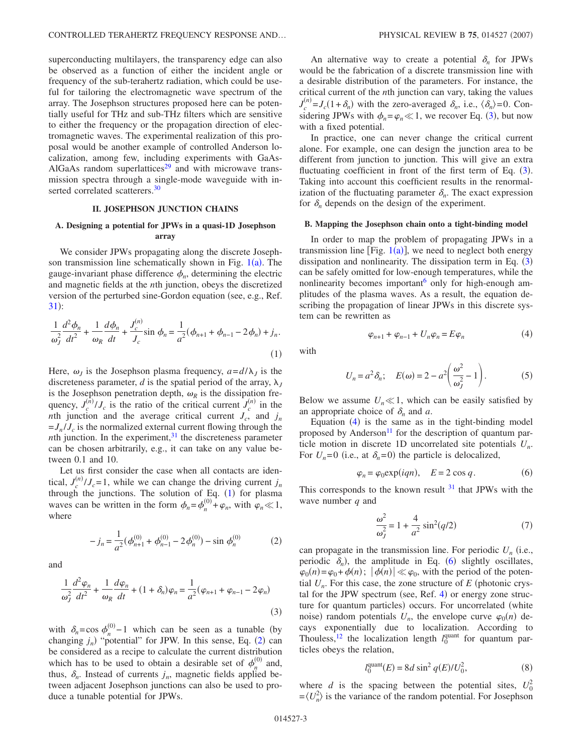superconducting multilayers, the transparency edge can also be observed as a function of either the incident angle or frequency of the sub-terahertz radiation, which could be useful for tailoring the electromagnetic wave spectrum of the array. The Josephson structures proposed here can be potentially useful for THz and sub-THz filters which are sensitive to either the frequency or the propagation direction of electromagnetic waves. The experimental realization of this proposal would be another example of controlled Anderson localization, among few, including experiments with GaAs-AlGaAs random superlattices[29] and with microwave transmission spectra through a single-mode waveguide with inserted correlated scatterers.[30]

## II. JOSEPHSON JUNCTION CHAINS

### A. Designing a potential for JPWs in a quasi-1D Josephson array

We consider JPWs propagating along the discrete Josephson transmission line schematically shown in Fig. 1(a). The gauge-invariant phase difference $\phi_n$, determining the electric and magnetic fields at the $n$th junction, obeys the discretized version of the perturbed sine-Gordon equation (see, e.g., Ref. 31):

$$\frac{1}{\omega_J^2}\frac{d^2\phi_n}{dt^2} + \frac{1}{\omega_R}\frac{d\phi_n}{dt} + \frac{J_c^{(n)}}{J_c}\sin\phi_n = \frac{1}{a^2}(\phi_{n+1} + \phi_{n-1} - 2\phi_n) + j_n. \tag{1}$$

Here, $\omega_J$ is the Josephson plasma frequency, $a = d/\lambda_J$ is the discreteness parameter, $d$ is the spatial period of the array, $\lambda_J$ is the Josephson penetration depth, $\omega_R$ is the dissipation frequency, $J_c^{(n)}/J_c$ is the ratio of the critical current $J_c^{(n)}$ in the $n$th junction and the average critical current $J_c$, and $j_n = J_n/J_c$ is the normalized external current flowing through the $n$th junction. In the experiment,[31] the discreteness parameter can be chosen arbitrarily, e.g., it can take on any value between 0.1 and 10.

Let us first consider the case when all contacts are identical, $J_c^{(n)}/J_c = 1$, while we can change the driving current $j_n$ through the junctions. The solution of Eq. (1) for plasma waves can be written in the form $\phi_n = \phi_n^{(0)} + \varphi_n$, with $\varphi_n \ll 1$, where

$$-j_n = \frac{1}{a^2}(\phi_{n+1}^{(0)} + \phi_{n-1}^{(0)} - 2\phi_n^{(0)}) - \sin\phi_n^{(0)} \tag{2}$$

and

$$\frac{1}{\omega_J^2}\frac{d^2\varphi_n}{dt^2} + \frac{1}{\omega_R}\frac{d\varphi_n}{dt} + (1+\delta_n)\varphi_n = \frac{1}{a^2}(\varphi_{n+1} + \varphi_{n-1} - 2\varphi_n) \tag{3}$$

with $\delta_n = \cos\phi_n^{(0)} - 1$ which can be seen as a tunable (by changing $j_n$) "potential" for JPW. In this sense, Eq. (2) can be considered as a recipe to calculate the current distribution which has to be used to obtain a desirable set of $\phi_n^{(0)}$ and, thus, $\delta_n$. Instead of currents $j_n$, magnetic fields applied between adjacent Josephson junctions can also be used to produce a tunable potential for JPWs.

An alternative way to create a potential $\delta_n$ for JPWs would be the fabrication of a discrete transmission line with a desirable distribution of the parameters. For instance, the critical current of the $n$th junction can vary, taking the values $J_c^{(n)} = J_c(1+\delta_n)$ with the zero-averaged $\delta_n$, i.e., $\langle\delta_n\rangle = 0$. Considering JPWs with $\phi_n = \varphi_n \ll 1$, we recover Eq. (3), but now with a fixed potential.

In practice, one can never change the critical current alone. For example, one can design the junction area to be different from junction to junction. This will give an extra fluctuating coefficient in front of the first term of Eq. (3). Taking into account this coefficient results in the renormalization of the fluctuating parameter $\delta_n$. The exact expression for $\delta_n$ depends on the design of the experiment.

### B. Mapping the Josephson chain onto a tight-binding model

In order to map the problem of propagating JPWs in a transmission line [Fig. 1(a)], we need to neglect both energy dissipation and nonlinearity. The dissipation term in Eq. (3) can be safely omitted for low-enough temperatures, while the nonlinearity becomes important[6] only for high-enough amplitudes of the plasma waves. As a result, the equation describing the propagation of linear JPWs in this discrete system can be rewritten as

$$\varphi_{n+1} + \varphi_{n-1} + U_n\varphi_n = E\varphi_n \tag{4}$$

with

$$U_n = a^2\delta_n; \quad E(\omega) = 2 - a^2\left(\frac{\omega^2}{\omega_J^2} - 1\right). \tag{5}$$

Below we assume $U_n \ll 1$, which can be easily satisfied by an appropriate choice of $\delta_n$ and $a$.

Equation (4) is the same as in the tight-binding model proposed by Anderson[11] for the description of quantum particle motion in discrete 1D uncorrelated site potentials $U_n$. For $U_n = 0$ (i.e., at $\delta_n = 0$) the particle is delocalized,

$$\varphi_n = \varphi_0\exp(iqn), \quad E = 2\cos q. \tag{6}$$

This corresponds to the known result [31] that JPWs with the wave number $q$ and

$$\frac{\omega^2}{\omega_J^2} = 1 + \frac{4}{a^2}\sin^2(q/2) \tag{7}$$

can propagate in the transmission line. For periodic $U_n$ (i.e., periodic $\delta_n$), the amplitude in Eq. (6) slightly oscillates, $\varphi_0(n) = \varphi_0 + \phi(n)$; $|\phi(n)| \ll \varphi_0$, with the period of the potential $U_n$. For this case, the zone structure of $E$ (photonic crystal for the JPW spectrum (see, Ref. 4) or energy zone structure for quantum particles) occurs. For uncorrelated (white noise) random potentials $U_n$, the envelope curve $\varphi_0(n)$ decays exponentially due to localization. According to Thouless,[12] the localization length $l_0^{\text{quant}}$ for quantum particles obeys the relation,

$$l_0^{\text{quant}}(E) = 8d\sin^2 q(E)/U_0^2, \tag{8}$$

where $d$ is the spacing between the potential sites, $U_0^2 = \langle U_n^2\rangle$ is the variance of the random potential. For Josephson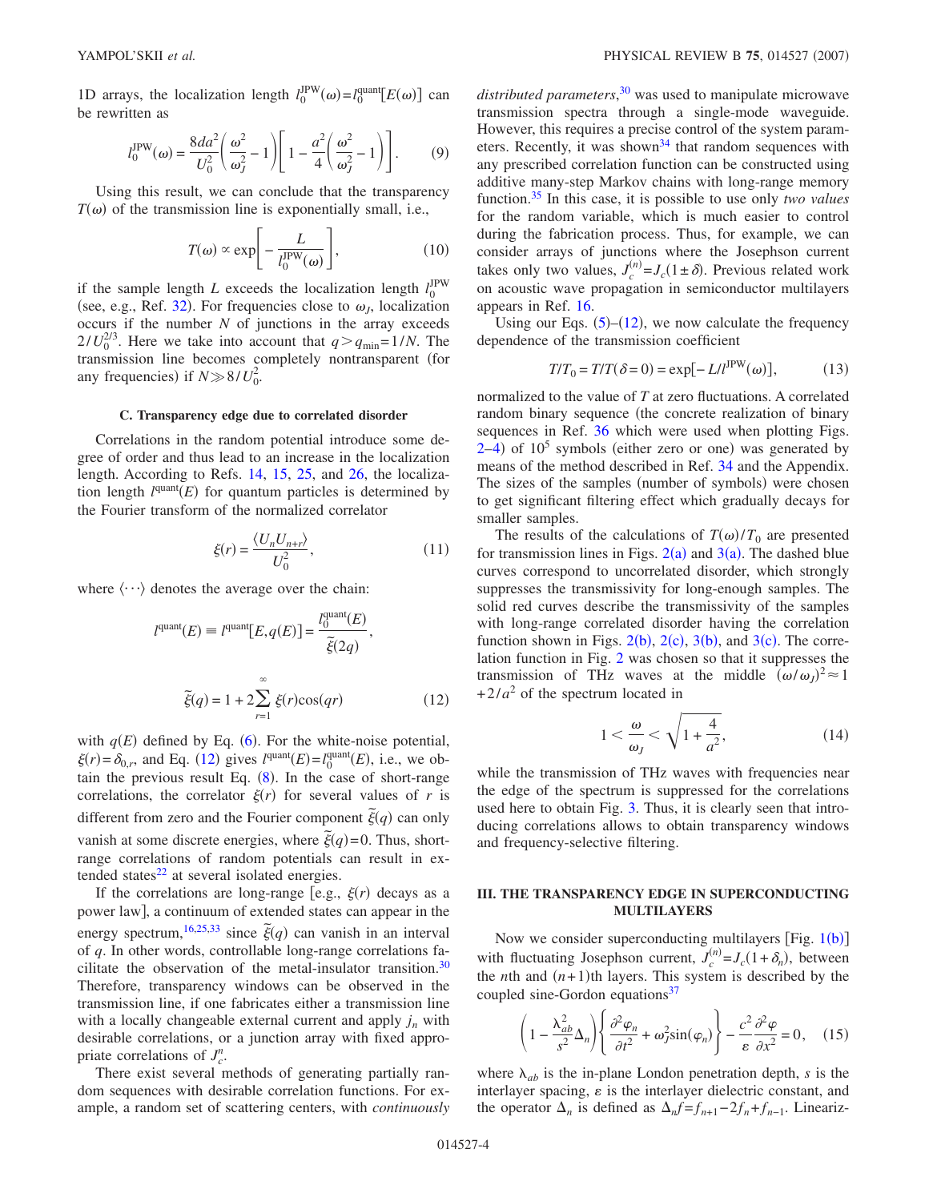1D arrays, the localization length $l_0^{\mathrm{JPW}}(\omega)=l_0^{\mathrm{quant}}[E(\omega)]$ can be rewritten as

$$l_0^{\mathrm{JPW}}(\omega)=\frac{8da^2}{U_0^2}\left(\frac{\omega^2}{\omega_J^2}-1\right)\left[1-\frac{a^2}{4}\left(\frac{\omega^2}{\omega_J^2}-1\right)\right]. \qquad (9)$$

Using this result, we can conclude that the transparency $T(\omega)$ of the transmission line is exponentially small, i.e.,

$$T(\omega)\propto \exp\left[-\frac{L}{l_0^{\mathrm{JPW}}(\omega)}\right], \qquad (10)$$

if the sample length $L$ exceeds the localization length $l_0^{\mathrm{JPW}}$ (see, e.g., Ref. 32). For frequencies close to $\omega_J$, localization occurs if the number $N$ of junctions in the array exceeds $2/U_0^{2/3}$. Here we take into account that $q>q_{\min}=1/N$. The transmission line becomes completely nontransparent (for any frequencies) if $N \gg 8/U_0^2$.

### C. Transparency edge due to correlated disorder

Correlations in the random potential introduce some degree of order and thus lead to an increase in the localization length. According to Refs. 14, 15, 25, and 26, the localization length $l^{\mathrm{quant}}(E)$ for quantum particles is determined by the Fourier transform of the normalized correlator

$$\xi(r)=\frac{\langle U_n U_{n+r}\rangle}{U_0^2}, \qquad (11)$$

where $\langle\cdots\rangle$ denotes the average over the chain:

$$l^{\mathrm{quant}}(E)\equiv l^{\mathrm{quant}}[E,q(E)]=\frac{l_0^{\mathrm{quant}}(E)}{\tilde{\xi}(2q)},$$

$$\tilde{\xi}(q)=1+2\sum_{r=1}^{\infty}\xi(r)\cos(qr) \qquad (12)$$

with $q(E)$ defined by Eq. (6). For the white-noise potential, $\xi(r)=\delta_{0,r}$, and Eq. (12) gives $l^{\mathrm{quant}}(E)=l_0^{\mathrm{quant}}(E)$, i.e., we obtain the previous result Eq. (8). In the case of short-range correlations, the correlator $\xi(r)$ for several values of $r$ is different from zero and the Fourier component $\tilde{\xi}(q)$ can only vanish at some discrete energies, where $\tilde{\xi}(q)=0$. Thus, short-range correlations of random potentials can result in extended states[22] at several isolated energies.

If the correlations are long-range [e.g., $\xi(r)$ decays as a power law], a continuum of extended states can appear in the energy spectrum,[16,25,33] since $\tilde{\xi}(q)$ can vanish in an interval of $q$. In other words, controllable long-range correlations facilitate the observation of the metal-insulator transition.[30] Therefore, transparency windows can be observed in the transmission line, if one fabricates either a transmission line with a locally changeable external current and apply $j_n$ with desirable correlations, or a junction array with fixed appropriate correlations of $J_c^n$.

There exist several methods of generating partially random sequences with desirable correlation functions. For example, a random set of scattering centers, with *continuously distributed parameters*,[30] was used to manipulate microwave transmission spectra through a single-mode waveguide. However, this requires a precise control of the system parameters. Recently, it was shown[34] that random sequences with any prescribed correlation function can be constructed using additive many-step Markov chains with long-range memory function.[35] In this case, it is possible to use only *two values* for the random variable, which is much easier to control during the fabrication process. Thus, for example, we can consider arrays of junctions where the Josephson current takes only two values, $J_c^{(n)}=J_c(1\pm\delta)$. Previous related work on acoustic wave propagation in semiconductor multilayers appears in Ref. 16.

Using our Eqs. (5)–(12), we now calculate the frequency dependence of the transmission coefficient

$$T/T_0=T/T(\delta=0)=\exp[-L/l^{\mathrm{JPW}}(\omega)], \qquad (13)$$

normalized to the value of $T$ at zero fluctuations. A correlated random binary sequence (the concrete realization of binary sequences in Ref. 36 which were used when plotting Figs. 2–4) of $10^5$ symbols (either zero or one) was generated by means of the method described in Ref. 34 and the Appendix. The sizes of the samples (number of symbols) were chosen to get significant filtering effect which gradually decays for smaller samples.

The results of the calculations of $T(\omega)/T_0$ are presented for transmission lines in Figs. 2(a) and 3(a). The dashed blue curves correspond to uncorrelated disorder, which strongly suppresses the transmissivity for long-enough samples. The solid red curves describe the transmissivity of the samples with long-range correlated disorder having the correlation function shown in Figs. 2(b), 2(c), 3(b), and 3(c). The correlation function in Fig. 2 was chosen so that it suppresses the transmission of THz waves at the middle $(\omega/\omega_J)^2\approx 1+2/a^2$ of the spectrum located in

$$1<\frac{\omega}{\omega_J}<\sqrt{1+\frac{4}{a^2}}, \qquad (14)$$

while the transmission of THz waves with frequencies near the edge of the spectrum is suppressed for the correlations used here to obtain Fig. 3. Thus, it is clearly seen that introducing correlations allows to obtain transparency windows and frequency-selective filtering.

## III. THE TRANSPARENCY EDGE IN SUPERCONDUCTING MULTILAYERS

Now we consider superconducting multilayers [Fig. 1(b)] with fluctuating Josephson current, $J_c^{(n)}=J_c(1+\delta_n)$, between the $n$th and $(n+1)$th layers. This system is described by the coupled sine-Gordon equations[37]

$$\left(1-\frac{\lambda_{ab}^2}{s^2}\Delta_n\right)\left\{\frac{\partial^2\varphi_n}{\partial t^2}+\omega_J^2\sin(\varphi_n)\right\}-\frac{c^2}{\varepsilon}\frac{\partial^2\varphi}{\partial x^2}=0, \qquad (15)$$

where $\lambda_{ab}$ is the in-plane London penetration depth, $s$ is the interlayer spacing, $\varepsilon$ is the interlayer dielectric constant, and the operator $\Delta_n$ is defined as $\Delta_n f=f_{n+1}-2f_n+f_{n-1}$. Lineariz-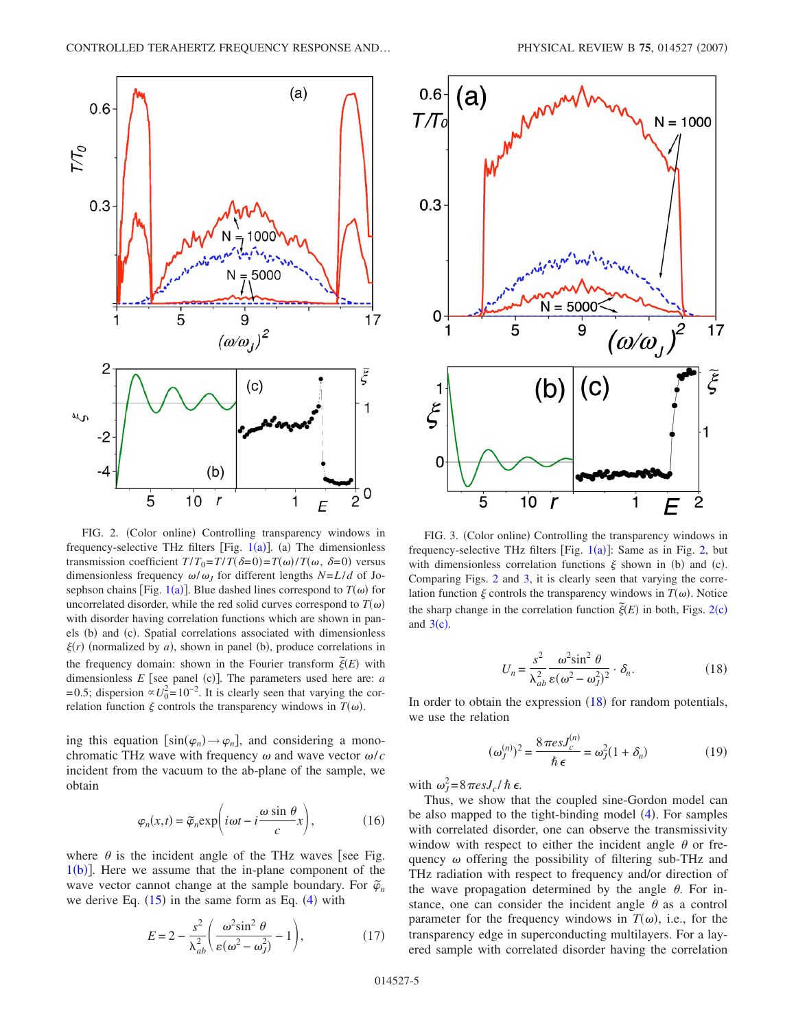FIG. 2. (Color online) Controlling transparency windows in frequency-selective THz filters [Fig. 1(a)]. (a) The dimensionless transmission coefficient $T/T_0 = T/T(\delta=0) = T(\omega)/T(\omega, \delta=0)$ versus dimensionless frequency $\omega/\omega_J$ for different lengths $N=L/d$ of Josephson chains [Fig. 1(a)]. Blue dashed lines correspond to $T(\omega)$ for uncorrelated disorder, while the red solid curves correspond to $T(\omega)$ with disorder having correlation functions which are shown in panels (b) and (c). Spatial correlations associated with dimensionless $\xi(r)$ (normalized by $a$), shown in panel (b), produce correlations in the frequency domain: shown in the Fourier transform $\tilde{\xi}(E)$ with dimensionless $E$ [see panel (c)]. The parameters used here are: $a=0.5$; dispersion $\propto U_0^2 = 10^{-2}$. It is clearly seen that varying the correlation function $\xi$ controls the transparency windows in $T(\omega)$.

FIG. 3. (Color online) Controlling the transparency windows in frequency-selective THz filters [Fig. 1(a)]: Same as in Fig. 2, but with dimensionless correlation functions $\xi$ shown in (b) and (c). Comparing Figs. 2 and 3, it is clearly seen that varying the correlation function $\xi$ controls the transparency windows in $T(\omega)$. Notice the sharp change in the correlation function $\tilde{\xi}(E)$ in both, Figs. 2(c) and 3(c).

ing this equation [$\sin(\varphi_n) \rightarrow \varphi_n$], and considering a monochromatic THz wave with frequency $\omega$ and wave vector $\omega/c$ incident from the vacuum to the ab-plane of the sample, we obtain

$$\varphi_n(x,t) = \tilde{\varphi}_n \exp\left( i\omega t - i\frac{\omega \sin\theta}{c}x \right), \tag{16}$$

where $\theta$ is the incident angle of the THz waves [see Fig. 1(b)]. Here we assume that the in-plane component of the wave vector cannot change at the sample boundary. For $\tilde{\varphi}_n$ we derive Eq. (15) in the same form as Eq. (4) with

$$E = 2 - \frac{s^2}{\lambda_{ab}^2}\left( \frac{\omega^2 \sin^2\theta}{\varepsilon(\omega^2 - \omega_J^2)} - 1 \right), \tag{17}$$

$$U_n = \frac{s^2}{\lambda_{ab}^2} \frac{\omega^2 \sin^2\theta}{\varepsilon(\omega^2 - \omega_J^2)^2} \cdot \delta_n. \tag{18}$$

In order to obtain the expression (18) for random potentials, we use the relation

$$(\omega_J^{(n)})^2 = \frac{8\pi e s J_c^{(n)}}{\hbar \epsilon} = \omega_J^2 (1 + \delta_n) \tag{19}$$

with $\omega_J^2 = 8\pi e s J_c / \hbar \epsilon$.

Thus, we show that the coupled sine-Gordon model can be also mapped to the tight-binding model (4). For samples with correlated disorder, one can observe the transmissivity window with respect to either the incident angle $\theta$ or frequency $\omega$ offering the possibility of filtering sub-THz and THz radiation with respect to frequency and/or direction of the wave propagation determined by the angle $\theta$. For instance, one can consider the incident angle $\theta$ as a control parameter for the frequency windows in $T(\omega)$, i.e., for the transparency edge in superconducting multilayers. For a layered sample with correlated disorder having the correlation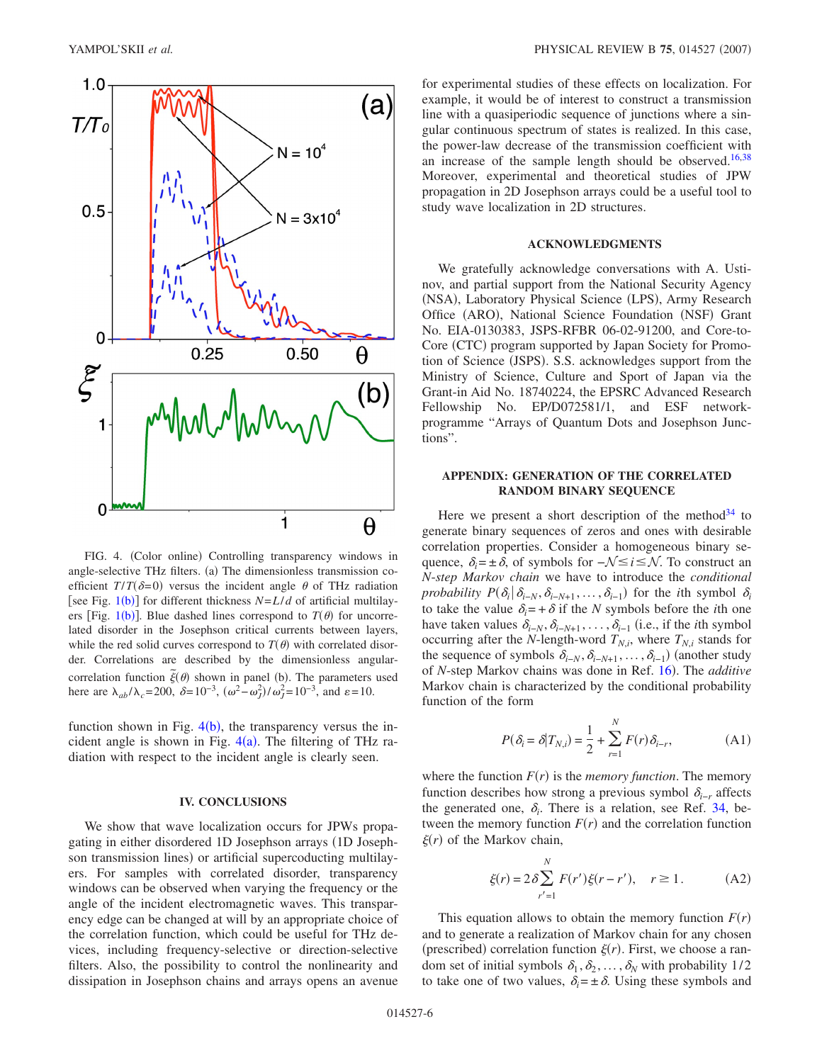FIG. 4. (Color online) Controlling transparency windows in angle-selective THz filters. (a) The dimensionless transmission coefficient $T/T(\delta=0)$ versus the incident angle $\theta$ of THz radiation [see Fig. 1(b)] for different thickness $N=L/d$ of artificial multilayers [Fig. 1(b)]. Blue dashed lines correspond to $T(\theta)$ for uncorrelated disorder in the Josephson critical currents between layers, while the red solid curves correspond to $T(\theta)$ with correlated disorder. Correlations are described by the dimensionless angular-correlation function $\tilde{\xi}(\theta)$ shown in panel (b). The parameters used here are $\lambda_{ab}/\lambda_c=200$, $\delta=10^{-3}$, $(\omega^2-\omega_J^2)/\omega_J^2=10^{-3}$, and $\varepsilon=10$.

function shown in Fig. 4(b), the transparency versus the incident angle is shown in Fig. 4(a). The filtering of THz radiation with respect to the incident angle is clearly seen.

## IV. CONCLUSIONS

We show that wave localization occurs for JPWs propagating in either disordered 1D Josephson arrays (1D Josephson transmission lines) or artificial superconducting multilayers. For samples with correlated disorder, transparency windows can be observed when varying the frequency or the angle of the incident electromagnetic waves. This transparency edge can be changed at will by an appropriate choice of the correlation function, which could be useful for THz devices, including frequency-selective or direction-selective filters. Also, the possibility to control the nonlinearity and dissipation in Josephson chains and arrays opens an avenue for experimental studies of these effects on localization. For example, it would be of interest to construct a transmission line with a quasiperiodic sequence of junctions where a singular continuous spectrum of states is realized. In this case, the power-law decrease of the transmission coefficient with an increase of the sample length should be observed.[16,38] Moreover, experimental and theoretical studies of JPW propagation in 2D Josephson arrays could be a useful tool to study wave localization in 2D structures.

## ACKNOWLEDGMENTS

We gratefully acknowledge conversations with A. Ustinov, and partial support from the National Security Agency (NSA), Laboratory Physical Science (LPS), Army Research Office (ARO), National Science Foundation (NSF) Grant No. EIA-0130383, JSPS-RFBR 06-02-91200, and Core-to-Core (CTC) program supported by Japan Society for Promotion of Science (JSPS). S.S. acknowledges support from the Ministry of Science, Culture and Sport of Japan via the Grant-in Aid No. 18740224, the EPSRC Advanced Research Fellowship No. EP/D072581/1, and ESF network-programme "Arrays of Quantum Dots and Josephson Junctions".

## APPENDIX: GENERATION OF THE CORRELATED RANDOM BINARY SEQUENCE

Here we present a short description of the method[34] to generate binary sequences of zeros and ones with desirable correlation properties. Consider a homogeneous binary sequence, $\delta_i = \pm\delta$, of symbols for $-\mathcal{N} \leq i \leq \mathcal{N}$. To construct an $N$-*step Markov chain* we have to introduce the *conditional probability* $P(\delta_i | \delta_{i-N}, \delta_{i-N+1}, \ldots, \delta_{i-1})$ for the $i$th symbol $\delta_i$ to take the value $\delta_i = +\delta$ if the $N$ symbols before the $i$th one have taken values $\delta_{i-N}, \delta_{i-N+1}, \ldots, \delta_{i-1}$ (i.e., if the $i$th symbol occurring after the $N$-length-word $T_{N,i}$, where $T_{N,i}$ stands for the sequence of symbols $\delta_{i-N}, \delta_{i-N+1}, \ldots, \delta_{i-1}$) (another study of $N$-step Markov chains was done in Ref. 16). The *additive* Markov chain is characterized by the conditional probability function of the form

$$P(\delta_i = \delta | T_{N,i}) = \frac{1}{2} + \sum_{r=1}^{N} F(r)\delta_{i-r}, \tag{A1}$$

where the function $F(r)$ is the *memory function*. The memory function describes how strong a previous symbol $\delta_{i-r}$ affects the generated one, $\delta_i$. There is a relation, see Ref. 34, between the memory function $F(r)$ and the correlation function $\xi(r)$ of the Markov chain,

$$\xi(r) = 2\delta \sum_{r'=1}^{N} F(r')\xi(r-r'), \quad r \geq 1. \tag{A2}$$

This equation allows to obtain the memory function $F(r)$ and to generate a realization of Markov chain for any chosen (prescribed) correlation function $\xi(r)$. First, we choose a random set of initial symbols $\delta_1, \delta_2, \ldots, \delta_N$ with probability 1/2 to take one of two values, $\delta_i = \pm\delta$. Using these symbols and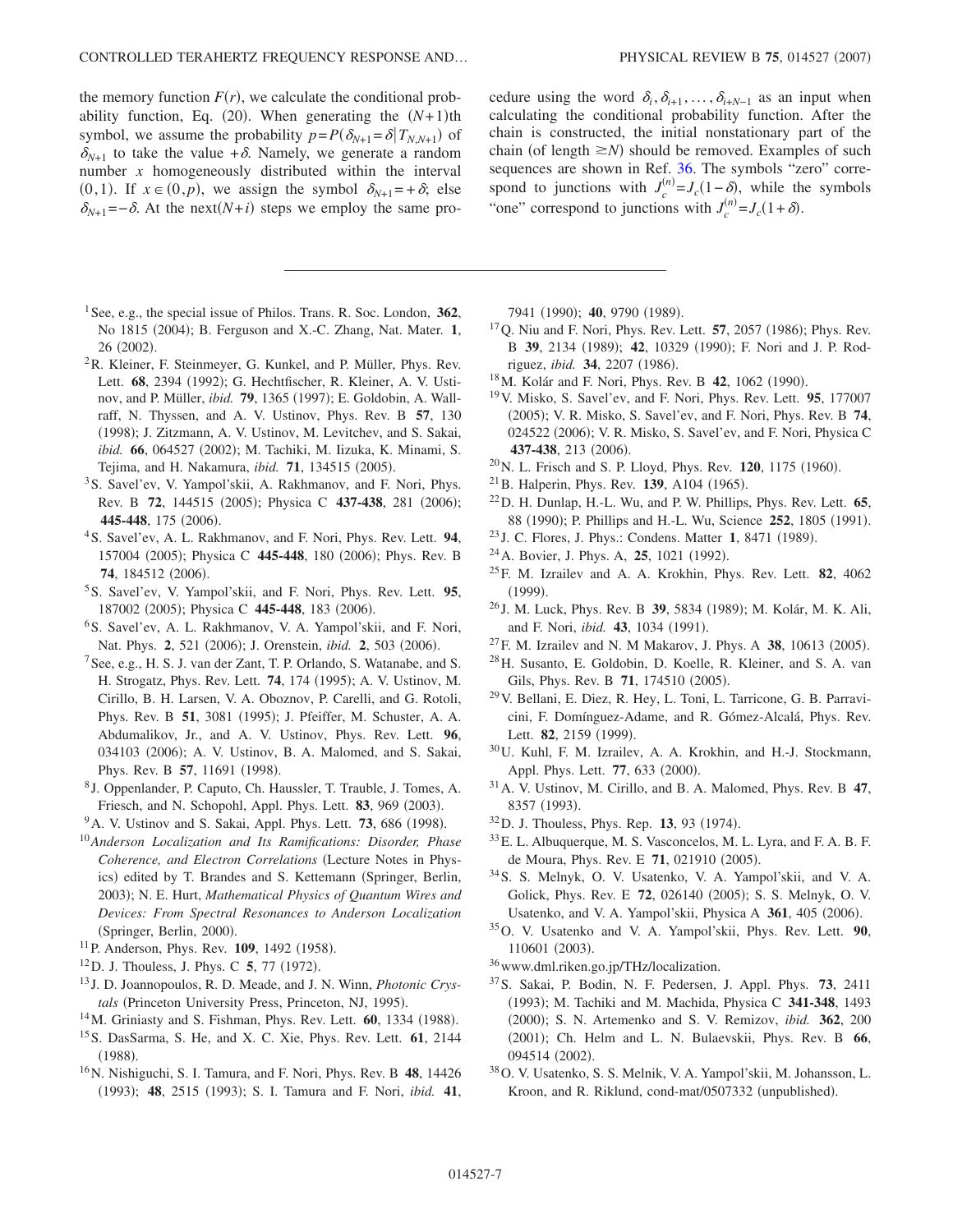the memory function $F(r)$, we calculate the conditional probability function, Eq. (20). When generating the $(N+1)$th symbol, we assume the probability $p=P(\delta_{N+1}=\delta|T_{N,N+1})$ of $\delta_{N+1}$ to take the value $+\delta$. Namely, we generate a random number $x$ homogeneously distributed within the interval $(0,1)$. If $x \in (0,p)$, we assign the symbol $\delta_{N+1}=+\delta$; else $\delta_{N+1}=-\delta$. At the next$(N+i)$ steps we employ the same procedure using the word $\delta_i, \delta_{i+1}, \ldots, \delta_{i+N-1}$ as an input when calculating the conditional probability function. After the chain is constructed, the initial nonstationary part of the chain (of length $\gtrsim N$) should be removed. Examples of such sequences are shown in Ref. 36. The symbols "zero" correspond to junctions with $J_c^{(n)}=J_c(1-\delta)$, while the symbols "one" correspond to junctions with $J_c^{(n)}=J_c(1+\delta)$.

---

[1] See, e.g., the special issue of Philos. Trans. R. Soc. London, **362**, No 1815 (2004); B. Ferguson and X.-C. Zhang, Nat. Mater. **1**, 26 (2002).

[2] R. Kleiner, F. Steinmeyer, G. Kunkel, and P. Müller, Phys. Rev. Lett. **68**, 2394 (1992); G. Hechtfischer, R. Kleiner, A. V. Ustinov, and P. Müller, *ibid.* **79**, 1365 (1997); E. Goldobin, A. Wallraff, N. Thyssen, and A. V. Ustinov, Phys. Rev. B **57**, 130 (1998); J. Zitzmann, A. V. Ustinov, M. Levitchev, and S. Sakai, *ibid.* **66**, 064527 (2002); M. Tachiki, M. Iizuka, K. Minami, S. Tejima, and H. Nakamura, *ibid.* **71**, 134515 (2005).

[3] S. Savel'ev, V. Yampol'skii, A. Rakhmanov, and F. Nori, Phys. Rev. B **72**, 144515 (2005); Physica C **437-438**, 281 (2006); **445-448**, 175 (2006).

[4] S. Savel'ev, A. L. Rakhmanov, and F. Nori, Phys. Rev. Lett. **94**, 157004 (2005); Physica C **445-448**, 180 (2006); Phys. Rev. B **74**, 184512 (2006).

[5] S. Savel'ev, V. Yampol'skii, and F. Nori, Phys. Rev. Lett. **95**, 187002 (2005); Physica C **445-448**, 183 (2006).

[6] S. Savel'ev, A. L. Rakhmanov, V. A. Yampol'skii, and F. Nori, Nat. Phys. **2**, 521 (2006); J. Orenstein, *ibid.* **2**, 503 (2006).

[7] See, e.g., H. S. J. van der Zant, T. P. Orlando, S. Watanabe, and S. H. Strogatz, Phys. Rev. Lett. **74**, 174 (1995); A. V. Ustinov, M. Cirillo, B. H. Larsen, V. A. Oboznov, P. Carelli, and G. Rotoli, Phys. Rev. B **51**, 3081 (1995); J. Pfeiffer, M. Schuster, A. A. Abdumalikov, Jr., and A. V. Ustinov, Phys. Rev. Lett. **96**, 034103 (2006); A. V. Ustinov, B. A. Malomed, and S. Sakai, Phys. Rev. B **57**, 11691 (1998).

[8] J. Oppenlander, P. Caputo, Ch. Haussler, T. Trauble, J. Tomes, A. Friesch, and N. Schopohl, Appl. Phys. Lett. **83**, 969 (2003).

[9] A. V. Ustinov and S. Sakai, Appl. Phys. Lett. **73**, 686 (1998).

[10] *Anderson Localization and Its Ramifications: Disorder, Phase Coherence, and Electron Correlations* (Lecture Notes in Physics) edited by T. Brandes and S. Kettemann (Springer, Berlin, 2003); N. E. Hurt, *Mathematical Physics of Quantum Wires and Devices: From Spectral Resonances to Anderson Localization* (Springer, Berlin, 2000).

[11] P. Anderson, Phys. Rev. **109**, 1492 (1958).

[12] D. J. Thouless, J. Phys. C **5**, 77 (1972).

[13] J. D. Joannopoulos, R. D. Meade, and J. N. Winn, *Photonic Crystals* (Princeton University Press, Princeton, NJ, 1995).

[14] M. Griniasty and S. Fishman, Phys. Rev. Lett. **60**, 1334 (1988).

[15] S. DasSarma, S. He, and X. C. Xie, Phys. Rev. Lett. **61**, 2144 (1988).

[16] N. Nishiguchi, S. I. Tamura, and F. Nori, Phys. Rev. B **48**, 14426 (1993); **48**, 2515 (1993); S. I. Tamura and F. Nori, *ibid.* **41**, 7941 (1990); **40**, 9790 (1989).

[17] Q. Niu and F. Nori, Phys. Rev. Lett. **57**, 2057 (1986); Phys. Rev. B **39**, 2134 (1989); **42**, 10329 (1990); F. Nori and J. P. Rodriguez, *ibid.* **34**, 2207 (1986).

[18] M. Kolár and F. Nori, Phys. Rev. B **42**, 1062 (1990).

[19] V. Misko, S. Savel'ev, and F. Nori, Phys. Rev. Lett. **95**, 177007 (2005); V. R. Misko, S. Savel'ev, and F. Nori, Phys. Rev. B **74**, 024522 (2006); V. R. Misko, S. Savel'ev, and F. Nori, Physica C **437-438**, 213 (2006).

[20] N. L. Frisch and S. P. Lloyd, Phys. Rev. **120**, 1175 (1960).

[21] B. Halperin, Phys. Rev. **139**, A104 (1965).

[22] D. H. Dunlap, H.-L. Wu, and P. W. Phillips, Phys. Rev. Lett. **65**, 88 (1990); P. Phillips and H.-L. Wu, Science **252**, 1805 (1991).

[23] J. C. Flores, J. Phys.: Condens. Matter **1**, 8471 (1989).

[24] A. Bovier, J. Phys. A, **25**, 1021 (1992).

[25] F. M. Izrailev and A. A. Krokhin, Phys. Rev. Lett. **82**, 4062 (1999).

[26] J. M. Luck, Phys. Rev. B **39**, 5834 (1989); M. Kolár, M. K. Ali, and F. Nori, *ibid.* **43**, 1034 (1991).

[27] F. M. Izrailev and N. M Makarov, J. Phys. A **38**, 10613 (2005).

[28] H. Susanto, E. Goldobin, D. Koelle, R. Kleiner, and S. A. van Gils, Phys. Rev. B **71**, 174510 (2005).

[29] V. Bellani, E. Diez, R. Hey, L. Toni, L. Tarricone, G. B. Parravicini, F. Domínguez-Adame, and R. Gómez-Alcalá, Phys. Rev. Lett. **82**, 2159 (1999).

[30] U. Kuhl, F. M. Izrailev, A. A. Krokhin, and H.-J. Stockmann, Appl. Phys. Lett. **77**, 633 (2000).

[31] A. V. Ustinov, M. Cirillo, and B. A. Malomed, Phys. Rev. B **47**, 8357 (1993).

[32] D. J. Thouless, Phys. Rep. **13**, 93 (1974).

[33] E. L. Albuquerque, M. S. Vasconcelos, M. L. Lyra, and F. A. B. F. de Moura, Phys. Rev. E **71**, 021910 (2005).

[34] S. S. Melnyk, O. V. Usatenko, V. A. Yampol'skii, and V. A. Golick, Phys. Rev. E **72**, 026140 (2005); S. S. Melnyk, O. V. Usatenko, and V. A. Yampol'skii, Physica A **361**, 405 (2006).

[35] O. V. Usatenko and V. A. Yampol'skii, Phys. Rev. Lett. **90**, 110601 (2003).

[36] www.dml.riken.go.jp/THz/localization.

[37] S. Sakai, P. Bodin, N. F. Pedersen, J. Appl. Phys. **73**, 2411 (1993); M. Tachiki and M. Machida, Physica C **341-348**, 1493 (2000); S. N. Artemenko and S. V. Remizov, *ibid.* **362**, 200 (2001); Ch. Helm and L. N. Bulaevskii, Phys. Rev. B **66**, 094514 (2002).

[38] O. V. Usatenko, S. S. Melnik, V. A. Yampol'skii, M. Johansson, L. Kroon, and R. Riklund, cond-mat/0507332 (unpublished).